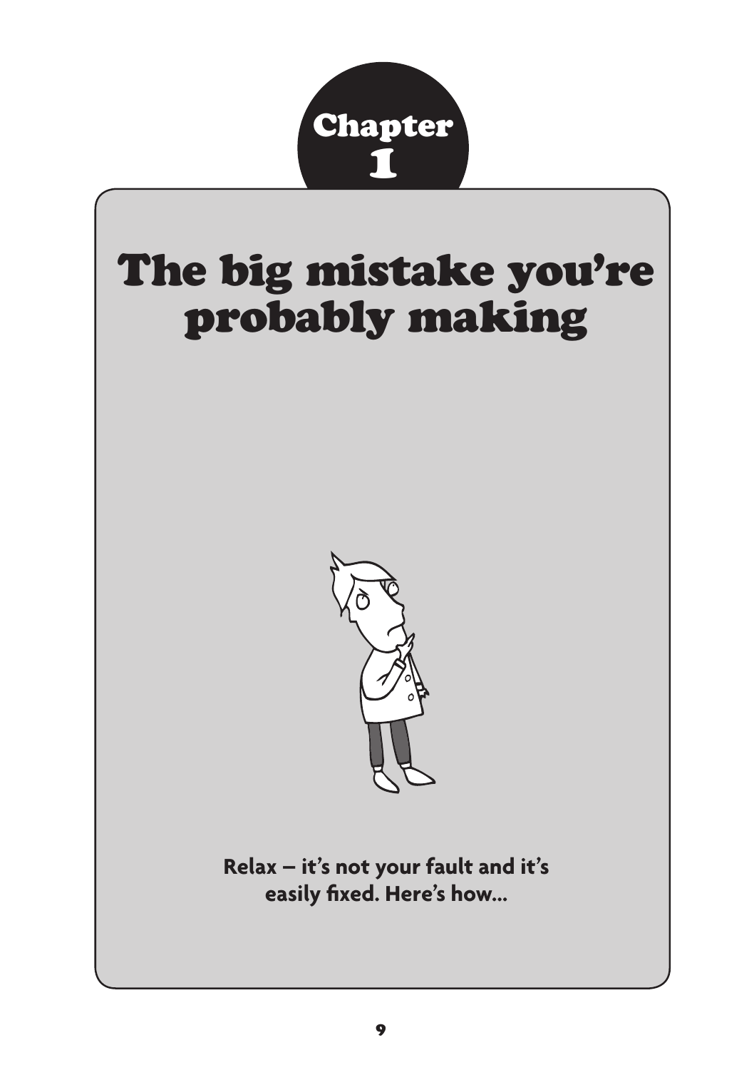Chapter 1

# The big mistake you're probably making

**Relax – it's not your fault and it's easily fixed. Here's how…**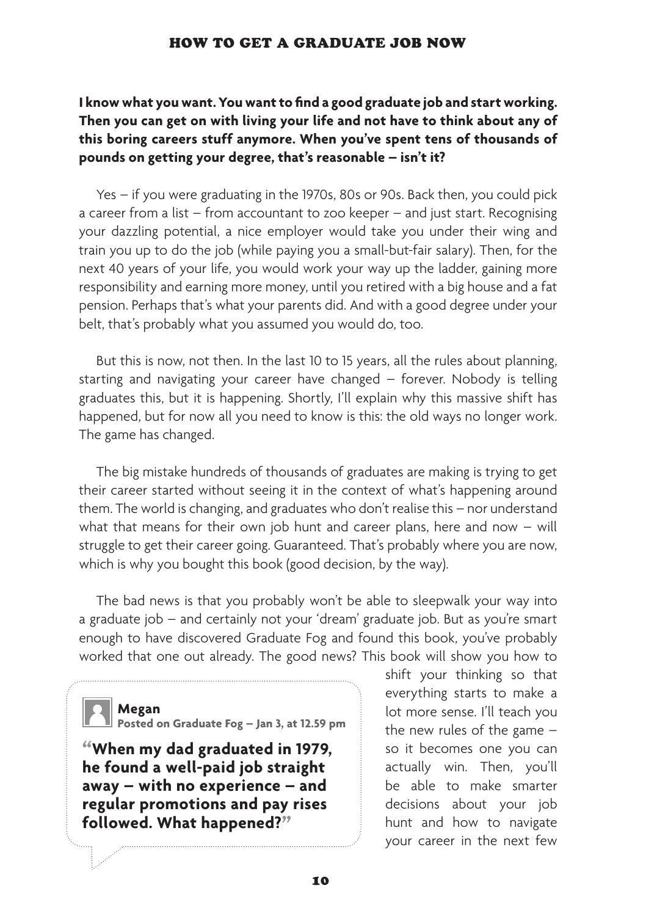**I know what you want. You want to find a good graduate job and start working. Then you can get on with living your life and not have to think about any of this boring careers stuff anymore. When you've spent tens of thousands of pounds on getting your degree, that's reasonable – isn't it?**

Yes – if you were graduating in the 1970s, 80s or 90s. Back then, you could pick a career from a list – from accountant to zoo keeper – and just start. Recognising your dazzling potential, a nice employer would take you under their wing and train you up to do the job (while paying you a small-but-fair salary). Then, for the next 40 years of your life, you would work your way up the ladder, gaining more responsibility and earning more money, until you retired with a big house and a fat pension. Perhaps that's what your parents did. And with a good degree under your belt, that's probably what you assumed you would do, too.

But this is now, not then. In the last 10 to 15 years, all the rules about planning, starting and navigating your career have changed – forever. Nobody is telling graduates this, but it is happening. Shortly, I'll explain why this massive shift has happened, but for now all you need to know is this: the old ways no longer work. The game has changed.

The big mistake hundreds of thousands of graduates are making is trying to get their career started without seeing it in the context of what's happening around them. The world is changing, and graduates who don't realise this – nor understand what that means for their own job hunt and career plans, here and now – will struggle to get their career going. Guaranteed. That's probably where you are now, which is why you bought this book (good decision, by the way).

The bad news is that you probably won't be able to sleepwalk your way into a graduate job – and certainly not your 'dream' graduate job. But as you're smart enough to have discovered Graduate Fog and found this book, you've probably worked that one out already. The good news? This book will show you how to shift your thinking so that everything starts to make a lot more sense. I'll teach you the new rules of the game – so it becomes one you can actually win. Then, you'll be able to make smarter decisions about your job hunt and how to navigate your career in the next few

> **Megan**
> **Posted on Graduate Fog – Jan 3, at 12.59 pm**
>
> **"When my dad graduated in 1979, he found a well-paid job straight away – with no experience – and regular promotions and pay rises followed. What happened?"**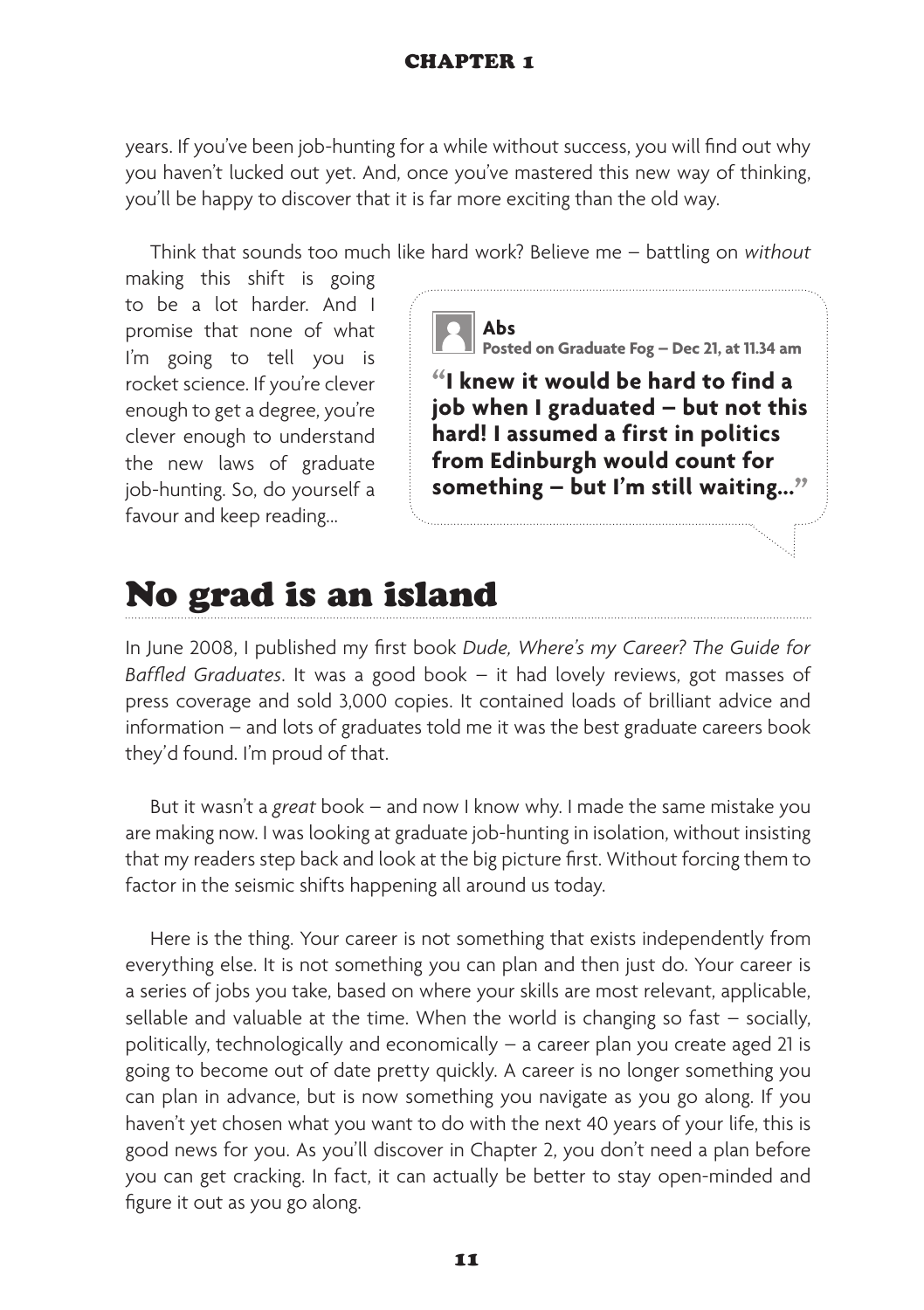years. If you've been job-hunting for a while without success, you will find out why you haven't lucked out yet. And, once you've mastered this new way of thinking, you'll be happy to discover that it is far more exciting than the old way.

Think that sounds too much like hard work? Believe me – battling on *without* making this shift is going to be a lot harder. And I promise that none of what I'm going to tell you is rocket science. If you're clever enough to get a degree, you're clever enough to understand the new laws of graduate job-hunting. So, do yourself a favour and keep reading...

> **Abs**
> **Posted on Graduate Fog – Dec 21, at 11.34 am**
>
> **"I knew it would be hard to find a job when I graduated – but not this hard! I assumed a first in politics from Edinburgh would count for something – but I'm still waiting..."**

## No grad is an island

In June 2008, I published my first book *Dude, Where's my Career? The Guide for Baffled Graduates*. It was a good book – it had lovely reviews, got masses of press coverage and sold 3,000 copies. It contained loads of brilliant advice and information – and lots of graduates told me it was the best graduate careers book they'd found. I'm proud of that.

But it wasn't a *great* book – and now I know why. I made the same mistake you are making now. I was looking at graduate job-hunting in isolation, without insisting that my readers step back and look at the big picture first. Without forcing them to factor in the seismic shifts happening all around us today.

Here is the thing. Your career is not something that exists independently from everything else. It is not something you can plan and then just do. Your career is a series of jobs you take, based on where your skills are most relevant, applicable, sellable and valuable at the time. When the world is changing so fast – socially, politically, technologically and economically – a career plan you create aged 21 is going to become out of date pretty quickly. A career is no longer something you can plan in advance, but is now something you navigate as you go along. If you haven't yet chosen what you want to do with the next 40 years of your life, this is good news for you. As you'll discover in Chapter 2, you don't need a plan before you can get cracking. In fact, it can actually be better to stay open-minded and figure it out as you go along.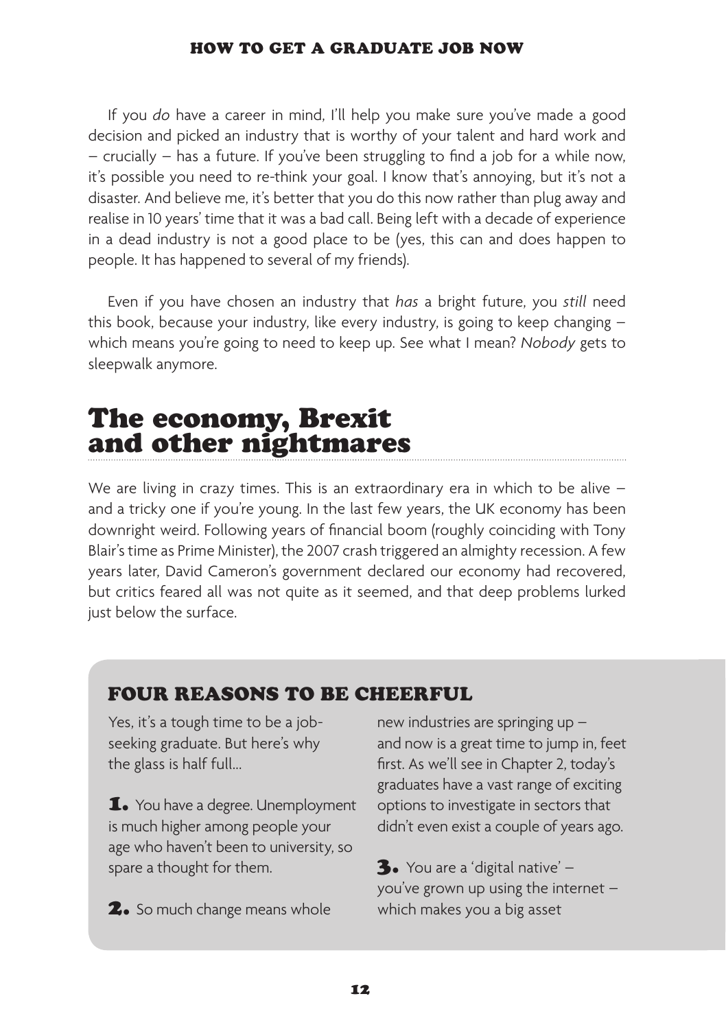If you *do* have a career in mind, I'll help you make sure you've made a good decision and picked an industry that is worthy of your talent and hard work and – crucially – has a future. If you've been struggling to find a job for a while now, it's possible you need to re-think your goal. I know that's annoying, but it's not a disaster. And believe me, it's better that you do this now rather than plug away and realise in 10 years' time that it was a bad call. Being left with a decade of experience in a dead industry is not a good place to be (yes, this can and does happen to people. It has happened to several of my friends).

Even if you have chosen an industry that *has* a bright future, you *still* need this book, because your industry, like every industry, is going to keep changing – which means you're going to need to keep up. See what I mean? *Nobody* gets to sleepwalk anymore.

## The economy, Brexit and other nightmares

We are living in crazy times. This is an extraordinary era in which to be alive – and a tricky one if you're young. In the last few years, the UK economy has been downright weird. Following years of financial boom (roughly coinciding with Tony Blair's time as Prime Minister), the 2007 crash triggered an almighty recession. A few years later, David Cameron's government declared our economy had recovered, but critics feared all was not quite as it seemed, and that deep problems lurked just below the surface.

### FOUR REASONS TO BE CHEERFUL

Yes, it's a tough time to be a job-seeking graduate. But here's why the glass is half full...

**1.** You have a degree. Unemployment is much higher among people your age who haven't been to university, so spare a thought for them.

**2.** So much change means whole new industries are springing up – and now is a great time to jump in, feet first. As we'll see in Chapter 2, today's graduates have a vast range of exciting options to investigate in sectors that didn't even exist a couple of years ago.

**3.** You are a 'digital native' – you've grown up using the internet – which makes you a big asset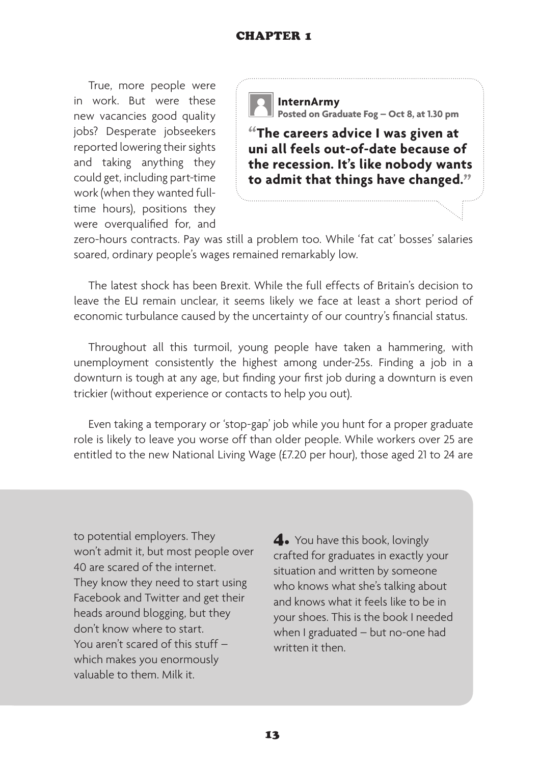True, more people were in work. But were these new vacancies good quality jobs? Desperate jobseekers reported lowering their sights and taking anything they could get, including part-time work (when they wanted full-time hours), positions they were overqualified for, and zero-hours contracts. Pay was still a problem too. While 'fat cat' bosses' salaries soared, ordinary people's wages remained remarkably low.

> **InternArmy**
> **Posted on Graduate Fog – Oct 8, at 1.30 pm**
>
> **"The careers advice I was given at uni all feels out-of-date because of the recession. It's like nobody wants to admit that things have changed."**

The latest shock has been Brexit. While the full effects of Britain's decision to leave the EU remain unclear, it seems likely we face at least a short period of economic turbulance caused by the uncertainty of our country's financial status.

Throughout all this turmoil, young people have taken a hammering, with unemployment consistently the highest among under-25s. Finding a job in a downturn is tough at any age, but finding your first job during a downturn is even trickier (without experience or contacts to help you out).

Even taking a temporary or 'stop-gap' job while you hunt for a proper graduate role is likely to leave you worse off than older people. While workers over 25 are entitled to the new National Living Wage (£7.20 per hour), those aged 21 to 24 are

---

to potential employers. They won't admit it, but most people over 40 are scared of the internet. They know they need to start using Facebook and Twitter and get their heads around blogging, but they don't know where to start. You aren't scared of this stuff – which makes you enormously valuable to them. Milk it.

**4.** You have this book, lovingly crafted for graduates in exactly your situation and written by someone who knows what she's talking about and knows what it feels like to be in your shoes. This is the book I needed when I graduated – but no-one had written it then.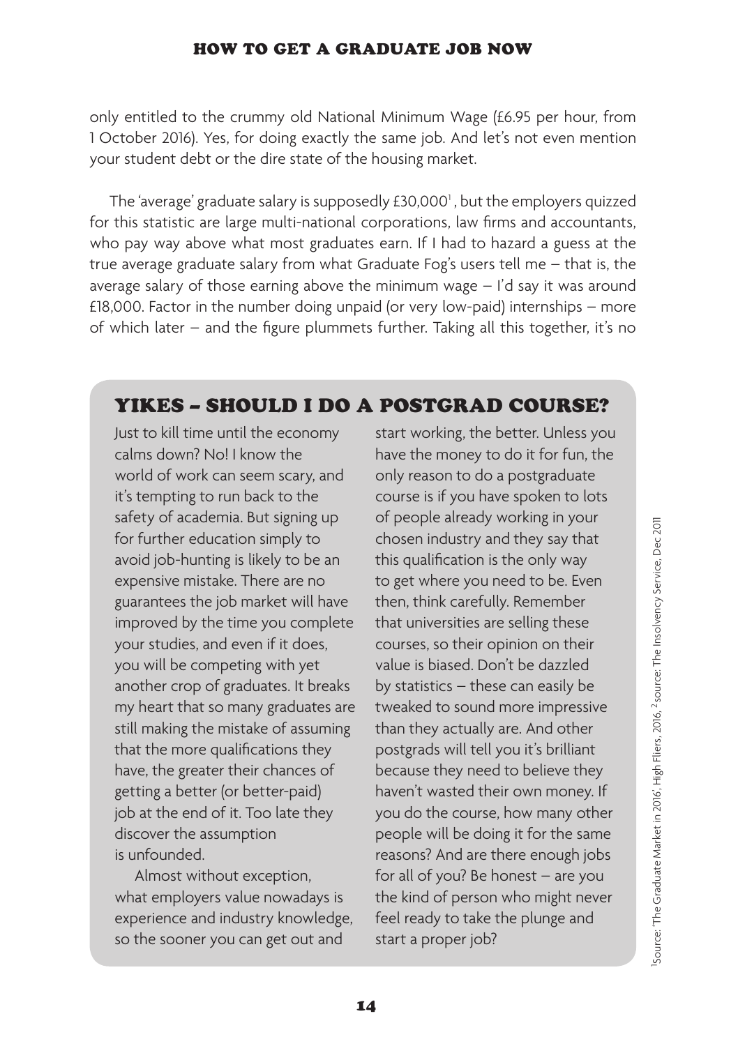only entitled to the crummy old National Minimum Wage (£6.95 per hour, from 1 October 2016). Yes, for doing exactly the same job. And let's not even mention your student debt or the dire state of the housing market.

The 'average' graduate salary is supposedly £30,000[1], but the employers quizzed for this statistic are large multi-national corporations, law firms and accountants, who pay way above what most graduates earn. If I had to hazard a guess at the true average graduate salary from what Graduate Fog's users tell me – that is, the average salary of those earning above the minimum wage – I'd say it was around £18,000. Factor in the number doing unpaid (or very low-paid) internships – more of which later – and the figure plummets further. Taking all this together, it's no

## YIKES – SHOULD I DO A POSTGRAD COURSE?

Just to kill time until the economy calms down? No! I know the world of work can seem scary, and it's tempting to run back to the safety of academia. But signing up for further education simply to avoid job-hunting is likely to be an expensive mistake. There are no guarantees the job market will have improved by the time you complete your studies, and even if it does, you will be competing with yet another crop of graduates. It breaks my heart that so many graduates are still making the mistake of assuming that the more qualifications they have, the greater their chances of getting a better (or better-paid) job at the end of it. Too late they discover the assumption is unfounded.

Almost without exception, what employers value nowadays is experience and industry knowledge, so the sooner you can get out and start working, the better. Unless you have the money to do it for fun, the only reason to do a postgraduate course is if you have spoken to lots of people already working in your chosen industry and they say that this qualification is the only way to get where you need to be. Even then, think carefully. Remember that universities are selling these courses, so their opinion on their value is biased. Don't be dazzled by statistics – these can easily be tweaked to sound more impressive than they actually are. And other postgrads will tell you it's brilliant because they need to believe they haven't wasted their own money. If you do the course, how many other people will be doing it for the same reasons? And are there enough jobs for all of you? Be honest – are you the kind of person who might never feel ready to take the plunge and start a proper job?

[1]Source: 'The Graduate Market in 2016', High Fliers, 2016, [2]source: The Insolvency Service, Dec 2011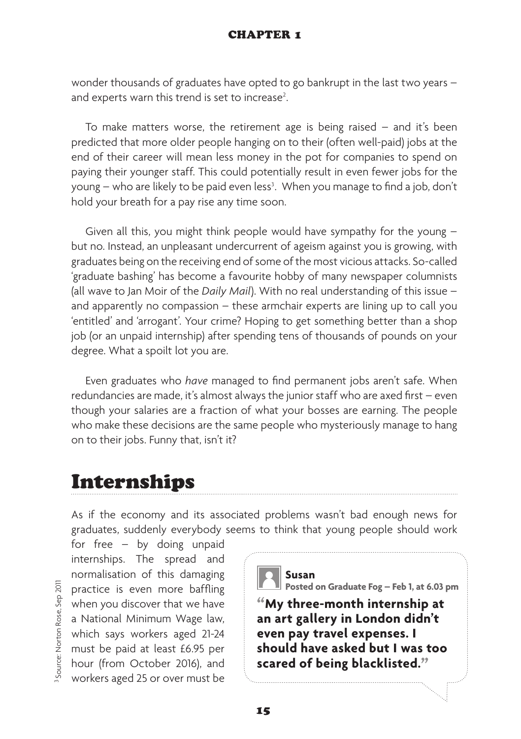wonder thousands of graduates have opted to go bankrupt in the last two years – and experts warn this trend is set to increase[2].

To make matters worse, the retirement age is being raised – and it's been predicted that more older people hanging on to their (often well-paid) jobs at the end of their career will mean less money in the pot for companies to spend on paying their younger staff. This could potentially result in even fewer jobs for the young – who are likely to be paid even less[3]. When you manage to find a job, don't hold your breath for a pay rise any time soon.

Given all this, you might think people would have sympathy for the young – but no. Instead, an unpleasant undercurrent of ageism against you is growing, with graduates being on the receiving end of some of the most vicious attacks. So-called 'graduate bashing' has become a favourite hobby of many newspaper columnists (all wave to Jan Moir of the *Daily Mail*). With no real understanding of this issue – and apparently no compassion – these armchair experts are lining up to call you 'entitled' and 'arrogant'. Your crime? Hoping to get something better than a shop job (or an unpaid internship) after spending tens of thousands of pounds on your degree. What a spoilt lot you are.

Even graduates who *have* managed to find permanent jobs aren't safe. When redundancies are made, it's almost always the junior staff who are axed first – even though your salaries are a fraction of what your bosses are earning. The people who make these decisions are the same people who mysteriously manage to hang on to their jobs. Funny that, isn't it?

# Internships

As if the economy and its associated problems wasn't bad enough news for graduates, suddenly everybody seems to think that young people should work for free – by doing unpaid internships. The spread and normalisation of this damaging practice is even more baffling when you discover that we have a National Minimum Wage law, which says workers aged 21-24 must be paid at least £6.95 per hour (from October 2016), and workers aged 25 or over must be

> **Susan**
> **Posted on Graduate Fog – Feb 1, at 6.03 pm**
>
> **"My three-month internship at an art gallery in London didn't even pay travel expenses. I should have asked but I was too scared of being blacklisted."**

[3] Source: Norton Rose, Sep 2011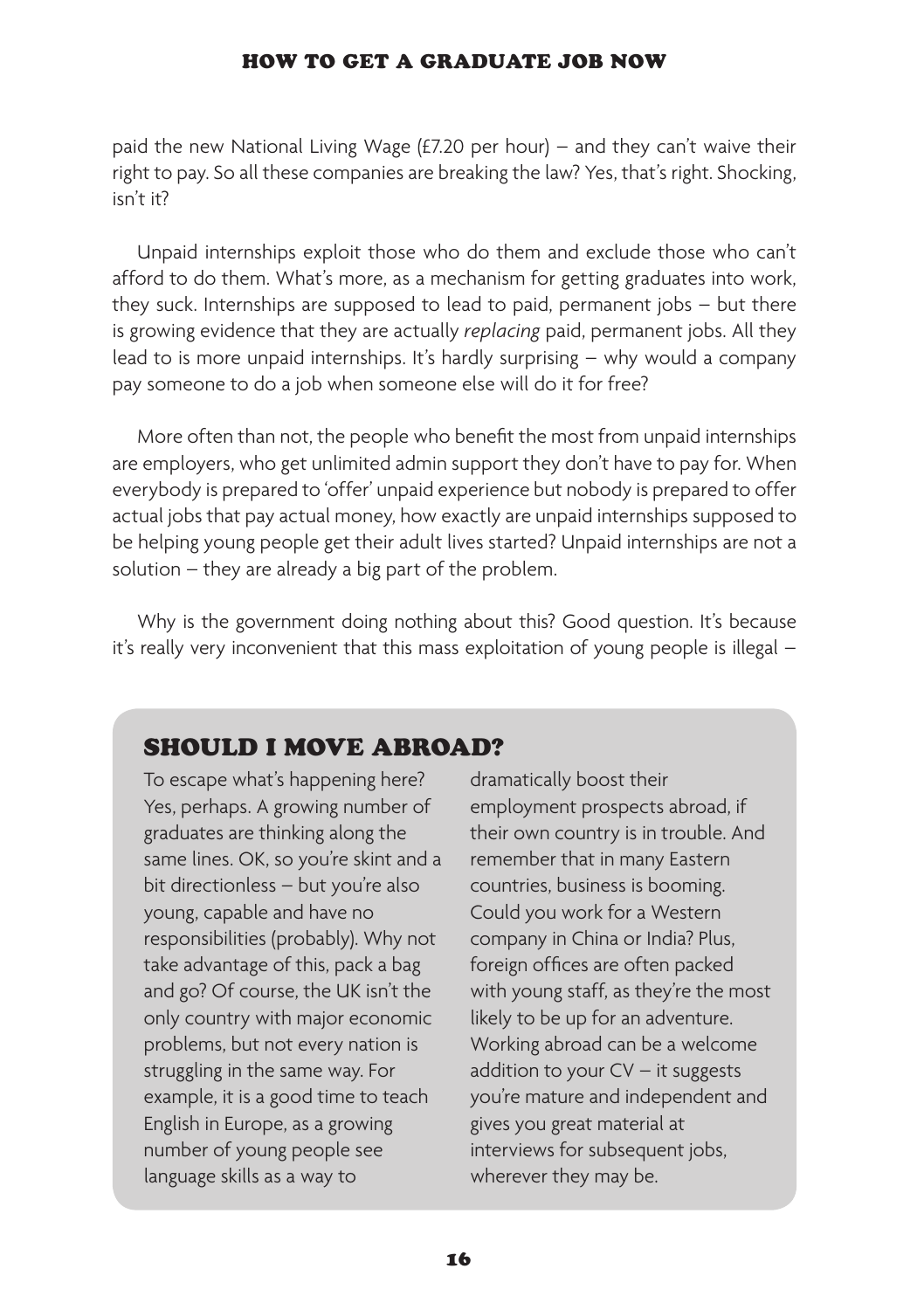paid the new National Living Wage (£7.20 per hour) – and they can't waive their right to pay. So all these companies are breaking the law? Yes, that's right. Shocking, isn't it?

Unpaid internships exploit those who do them and exclude those who can't afford to do them. What's more, as a mechanism for getting graduates into work, they suck. Internships are supposed to lead to paid, permanent jobs – but there is growing evidence that they are actually *replacing* paid, permanent jobs. All they lead to is more unpaid internships. It's hardly surprising – why would a company pay someone to do a job when someone else will do it for free?

More often than not, the people who benefit the most from unpaid internships are employers, who get unlimited admin support they don't have to pay for. When everybody is prepared to 'offer' unpaid experience but nobody is prepared to offer actual jobs that pay actual money, how exactly are unpaid internships supposed to be helping young people get their adult lives started? Unpaid internships are not a solution – they are already a big part of the problem.

Why is the government doing nothing about this? Good question. It's because it's really very inconvenient that this mass exploitation of young people is illegal –

## SHOULD I MOVE ABROAD?

To escape what's happening here? Yes, perhaps. A growing number of graduates are thinking along the same lines. OK, so you're skint and a bit directionless – but you're also young, capable and have no responsibilities (probably). Why not take advantage of this, pack a bag and go? Of course, the UK isn't the only country with major economic problems, but not every nation is struggling in the same way. For example, it is a good time to teach English in Europe, as a growing number of young people see language skills as a way to dramatically boost their employment prospects abroad, if their own country is in trouble. And remember that in many Eastern countries, business is booming. Could you work for a Western company in China or India? Plus, foreign offices are often packed with young staff, as they're the most likely to be up for an adventure. Working abroad can be a welcome addition to your CV – it suggests you're mature and independent and gives you great material at interviews for subsequent jobs, wherever they may be.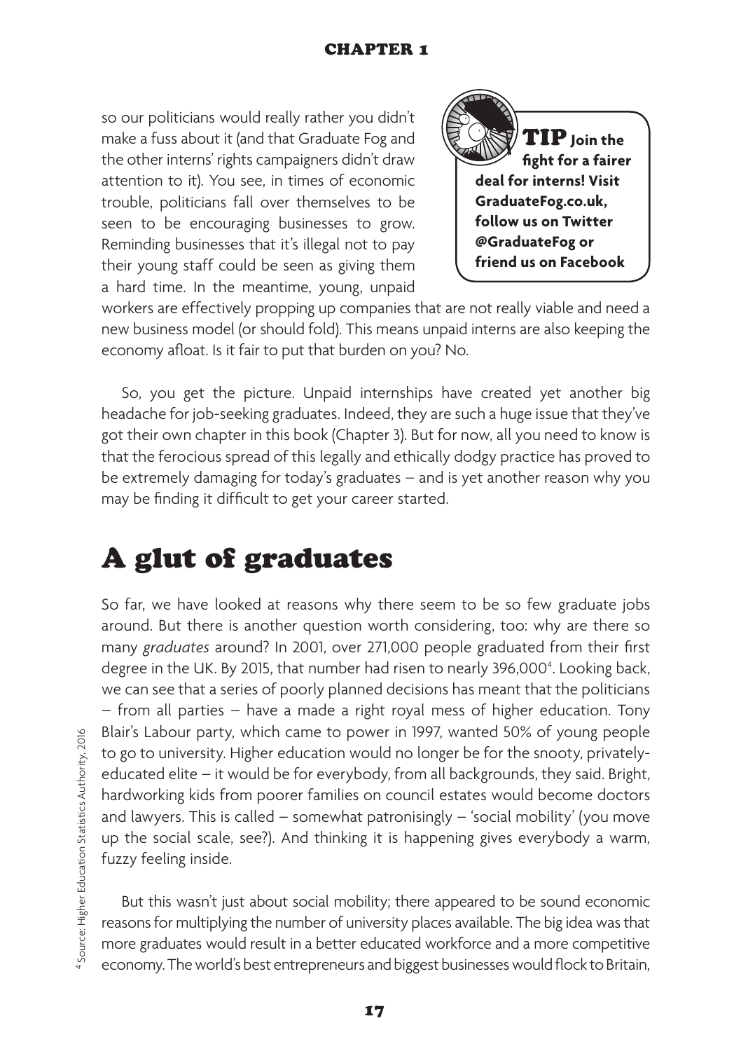so our politicians would really rather you didn't make a fuss about it (and that Graduate Fog and the other interns' rights campaigners didn't draw attention to it). You see, in times of economic trouble, politicians fall over themselves to be seen to be encouraging businesses to grow. Reminding businesses that it's illegal not to pay their young staff could be seen as giving them a hard time. In the meantime, young, unpaid workers are effectively propping up companies that are not really viable and need a new business model (or should fold). This means unpaid interns are also keeping the economy afloat. Is it fair to put that burden on you? No.

**TIP Join the fight for a fairer deal for interns! Visit GraduateFog.co.uk, follow us on Twitter @GraduateFog or friend us on Facebook**

So, you get the picture. Unpaid internships have created yet another big headache for job-seeking graduates. Indeed, they are such a huge issue that they've got their own chapter in this book (Chapter 3). But for now, all you need to know is that the ferocious spread of this legally and ethically dodgy practice has proved to be extremely damaging for today's graduates – and is yet another reason why you may be finding it difficult to get your career started.

## A glut of graduates

So far, we have looked at reasons why there seem to be so few graduate jobs around. But there is another question worth considering, too: why are there so many *graduates* around? In 2001, over 271,000 people graduated from their first degree in the UK. By 2015, that number had risen to nearly 396,000[4]. Looking back, we can see that a series of poorly planned decisions has meant that the politicians – from all parties – have a made a right royal mess of higher education. Tony Blair's Labour party, which came to power in 1997, wanted 50% of young people to go to university. Higher education would no longer be for the snooty, privately-educated elite – it would be for everybody, from all backgrounds, they said. Bright, hardworking kids from poorer families on council estates would become doctors and lawyers. This is called – somewhat patronisingly – 'social mobility' (you move up the social scale, see?). And thinking it is happening gives everybody a warm, fuzzy feeling inside.

But this wasn't just about social mobility; there appeared to be sound economic reasons for multiplying the number of university places available. The big idea was that more graduates would result in a better educated workforce and a more competitive economy. The world's best entrepreneurs and biggest businesses would flock to Britain,

[4] Source: Higher Education Statistics Authority, 2016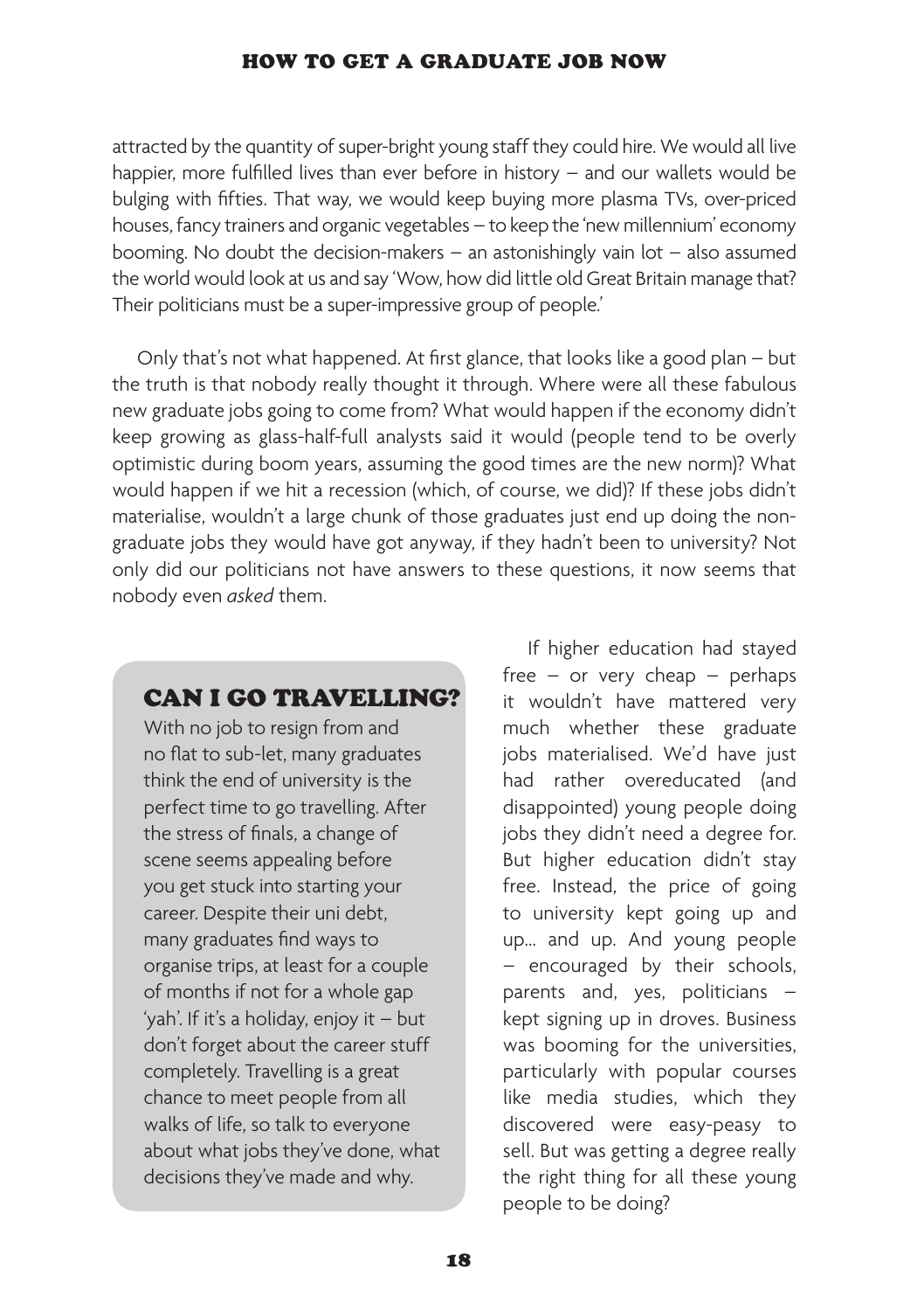attracted by the quantity of super-bright young staff they could hire. We would all live happier, more fulfilled lives than ever before in history – and our wallets would be bulging with fifties. That way, we would keep buying more plasma TVs, over-priced houses, fancy trainers and organic vegetables – to keep the 'new millennium' economy booming. No doubt the decision-makers – an astonishingly vain lot – also assumed the world would look at us and say 'Wow, how did little old Great Britain manage that? Their politicians must be a super-impressive group of people.'

Only that's not what happened. At first glance, that looks like a good plan – but the truth is that nobody really thought it through. Where were all these fabulous new graduate jobs going to come from? What would happen if the economy didn't keep growing as glass-half-full analysts said it would (people tend to be overly optimistic during boom years, assuming the good times are the new norm)? What would happen if we hit a recession (which, of course, we did)? If these jobs didn't materialise, wouldn't a large chunk of those graduates just end up doing the non-graduate jobs they would have got anyway, if they hadn't been to university? Not only did our politicians not have answers to these questions, it now seems that nobody even *asked* them.

If higher education had stayed free – or very cheap – perhaps it wouldn't have mattered very much whether these graduate jobs materialised. We'd have just had rather overeducated (and disappointed) young people doing jobs they didn't need a degree for. But higher education didn't stay free. Instead, the price of going to university kept going up and up... and up. And young people – encouraged by their schools, parents and, yes, politicians – kept signing up in droves. Business was booming for the universities, particularly with popular courses like media studies, which they discovered were easy-peasy to sell. But was getting a degree really the right thing for all these young people to be doing?

### CAN I GO TRAVELLING?

With no job to resign from and no flat to sub-let, many graduates think the end of university is the perfect time to go travelling. After the stress of finals, a change of scene seems appealing before you get stuck into starting your career. Despite their uni debt, many graduates find ways to organise trips, at least for a couple of months if not for a whole gap 'yah'. If it's a holiday, enjoy it – but don't forget about the career stuff completely. Travelling is a great chance to meet people from all walks of life, so talk to everyone about what jobs they've done, what decisions they've made and why.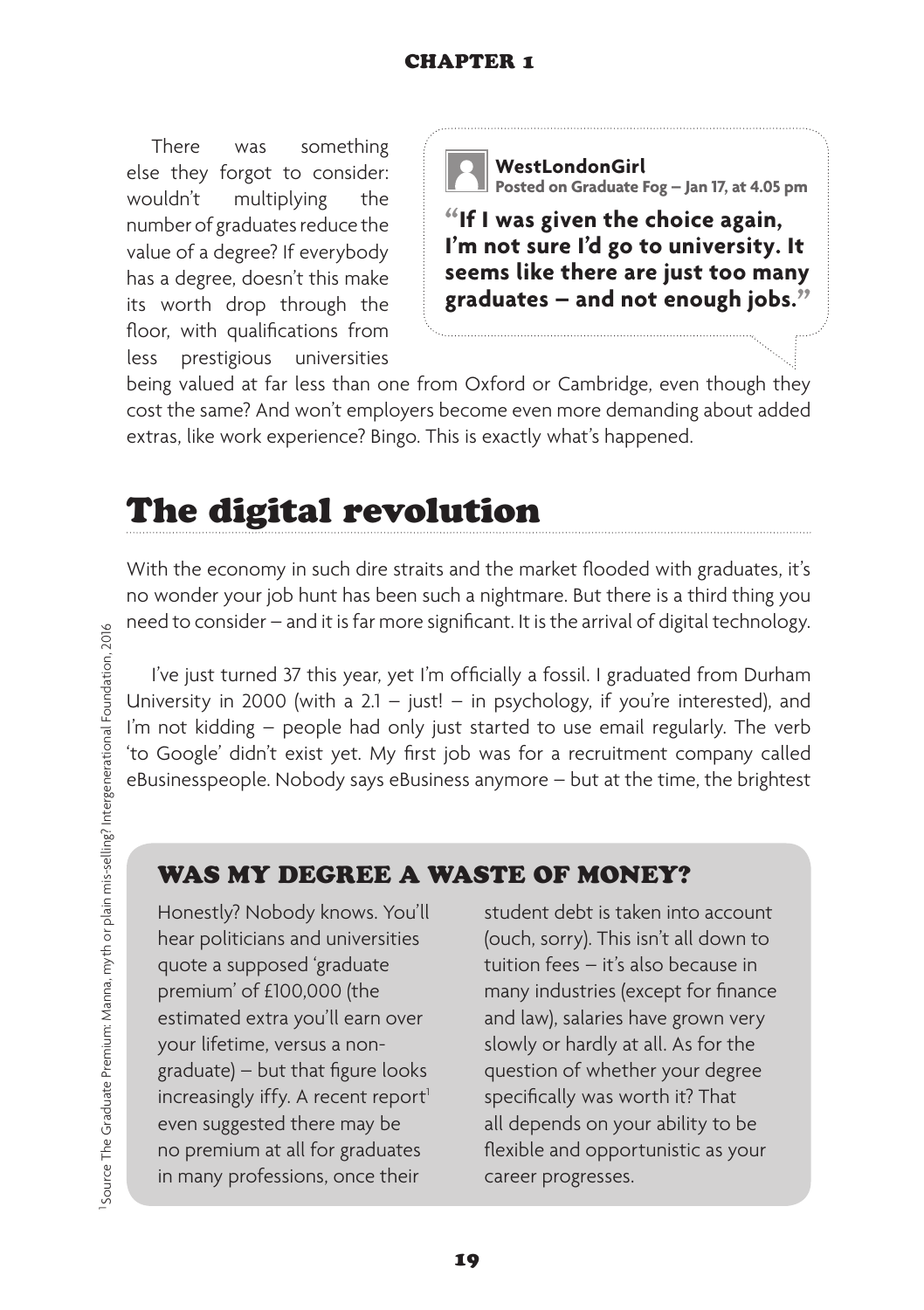There was something else they forgot to consider: wouldn't multiplying the number of graduates reduce the value of a degree? If everybody has a degree, doesn't this make its worth drop through the floor, with qualifications from less prestigious universities being valued at far less than one from Oxford or Cambridge, even though they cost the same? And won't employers become even more demanding about added extras, like work experience? Bingo. This is exactly what's happened.

> **WestLondonGirl**
> **Posted on Graduate Fog – Jan 17, at 4.05 pm**
>
> **"If I was given the choice again, I'm not sure I'd go to university. It seems like there are just too many graduates – and not enough jobs."**

## The digital revolution

With the economy in such dire straits and the market flooded with graduates, it's no wonder your job hunt has been such a nightmare. But there is a third thing you need to consider – and it is far more significant. It is the arrival of digital technology.

I've just turned 37 this year, yet I'm officially a fossil. I graduated from Durham University in 2000 (with a 2.1 – just! – in psychology, if you're interested), and I'm not kidding – people had only just started to use email regularly. The verb 'to Google' didn't exist yet. My first job was for a recruitment company called eBusinesspeople. Nobody says eBusiness anymore – but at the time, the brightest

### WAS MY DEGREE A WASTE OF MONEY?

Honestly? Nobody knows. You'll hear politicians and universities quote a supposed 'graduate premium' of £100,000 (the estimated extra you'll earn over your lifetime, versus a non-graduate) – but that figure looks increasingly iffy. A recent report[1] even suggested there may be no premium at all for graduates in many professions, once their student debt is taken into account (ouch, sorry). This isn't all down to tuition fees – it's also because in many industries (except for finance and law), salaries have grown very slowly or hardly at all. As for the question of whether your degree specifically was worth it? That all depends on your ability to be flexible and opportunistic as your career progresses.

[1] Source The Graduate Premium: Manna, myth or plain mis-selling? Intergenerational Foundation, 2016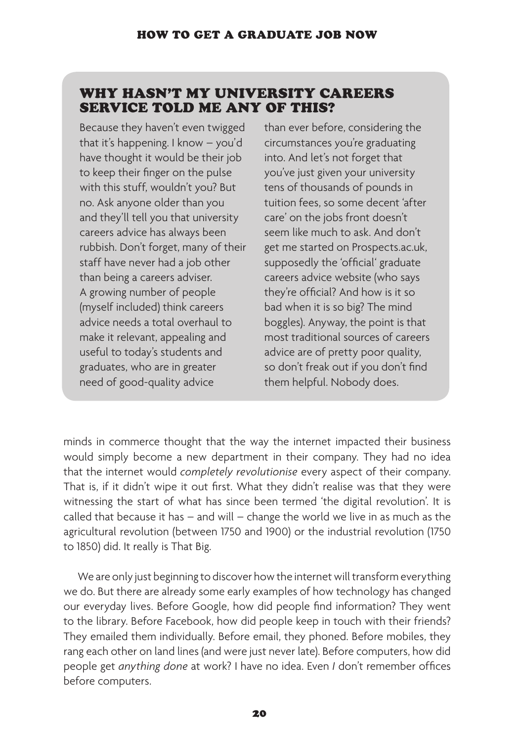## WHY HASN'T MY UNIVERSITY CAREERS SERVICE TOLD ME ANY OF THIS?

Because they haven't even twigged that it's happening. I know – you'd have thought it would be their job to keep their finger on the pulse with this stuff, wouldn't you? But no. Ask anyone older than you and they'll tell you that university careers advice has always been rubbish. Don't forget, many of their staff have never had a job other than being a careers adviser. A growing number of people (myself included) think careers advice needs a total overhaul to make it relevant, appealing and useful to today's students and graduates, who are in greater need of good-quality advice than ever before, considering the circumstances you're graduating into. And let's not forget that you've just given your university tens of thousands of pounds in tuition fees, so some decent 'after care' on the jobs front doesn't seem like much to ask. And don't get me started on Prospects.ac.uk, supposedly the 'official' graduate careers advice website (who says they're official? And how is it so bad when it is so big? The mind boggles). Anyway, the point is that most traditional sources of careers advice are of pretty poor quality, so don't freak out if you don't find them helpful. Nobody does.

minds in commerce thought that the way the internet impacted their business would simply become a new department in their company. They had no idea that the internet would *completely revolutionise* every aspect of their company. That is, if it didn't wipe it out first. What they didn't realise was that they were witnessing the start of what has since been termed 'the digital revolution'. It is called that because it has – and will – change the world we live in as much as the agricultural revolution (between 1750 and 1900) or the industrial revolution (1750 to 1850) did. It really is That Big.

We are only just beginning to discover how the internet will transform everything we do. But there are already some early examples of how technology has changed our everyday lives. Before Google, how did people find information? They went to the library. Before Facebook, how did people keep in touch with their friends? They emailed them individually. Before email, they phoned. Before mobiles, they rang each other on land lines (and were just never late). Before computers, how did people get *anything done* at work? I have no idea. Even *I* don't remember offices before computers.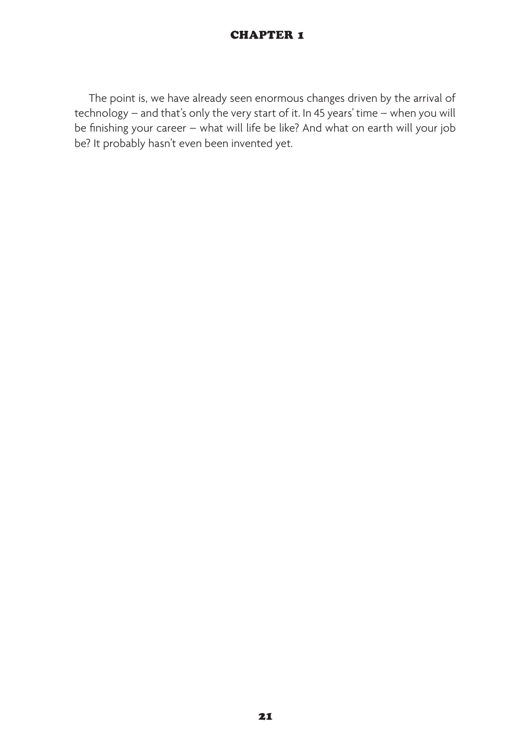The point is, we have already seen enormous changes driven by the arrival of technology – and that's only the very start of it. In 45 years' time – when you will be finishing your career – what will life be like? And what on earth will your job be? It probably hasn't even been invented yet.